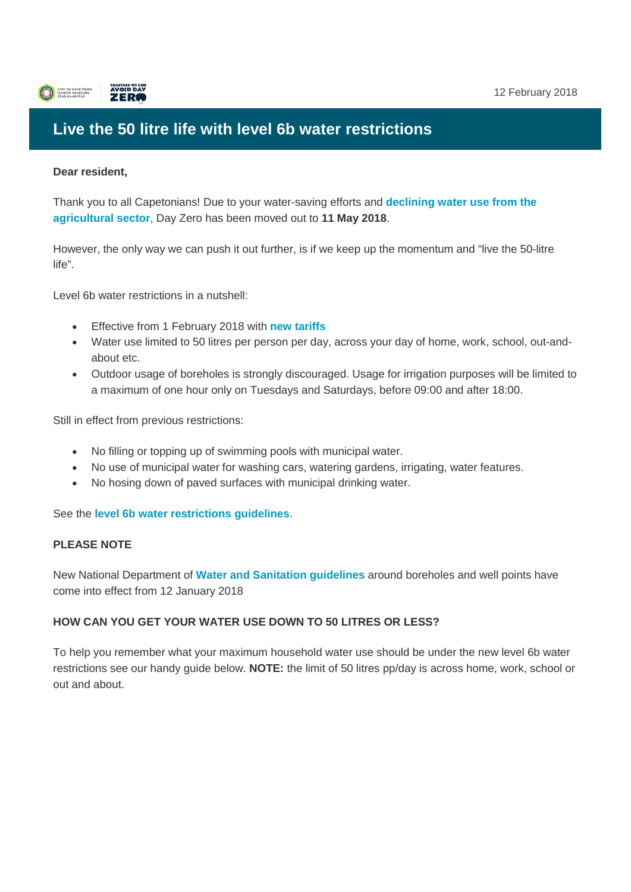12 February 2018

# Live the 50 litre life with level 6b water restrictions

**Dear resident,**

Thank you to all Capetonians! Due to your water-saving efforts and **declining water use from the agricultural sector**, Day Zero has been moved out to **11 May 2018**.

However, the only way we can push it out further, is if we keep up the momentum and "live the 50-litre life".

Level 6b water restrictions in a nutshell:

- Effective from 1 February 2018 with **new tariffs**
- Water use limited to 50 litres per person per day, across your day of home, work, school, out-and-about etc.
- Outdoor usage of boreholes is strongly discouraged. Usage for irrigation purposes will be limited to a maximum of one hour only on Tuesdays and Saturdays, before 09:00 and after 18:00.

Still in effect from previous restrictions:

- No filling or topping up of swimming pools with municipal water.
- No use of municipal water for washing cars, watering gardens, irrigating, water features.
- No hosing down of paved surfaces with municipal drinking water.

See the **level 6b water restrictions guidelines**.

**PLEASE NOTE**

New National Department of **Water and Sanitation guidelines** around boreholes and well points have come into effect from 12 January 2018

**HOW CAN YOU GET YOUR WATER USE DOWN TO 50 LITRES OR LESS?**

To help you remember what your maximum household water use should be under the new level 6b water restrictions see our handy guide below. **NOTE:** the limit of 50 litres pp/day is across home, work, school or out and about.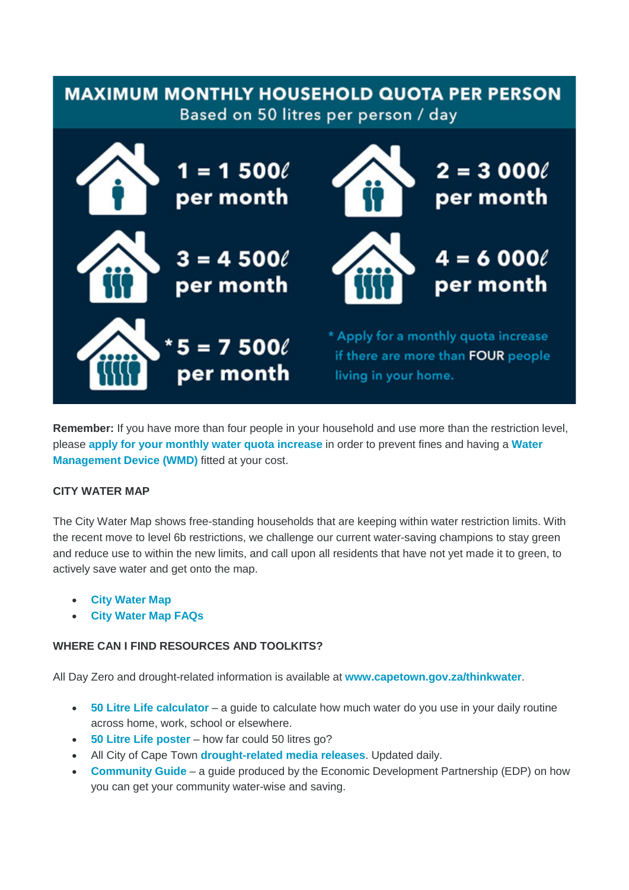## MAXIMUM MONTHLY HOUSEHOLD QUOTA PER PERSON

Based on 50 litres per person / day

- 1 = 1 500ℓ per month
- 2 = 3 000ℓ per month
- 3 = 4 500ℓ per month
- 4 = 6 000ℓ per month
- *5 = 7 500ℓ per month

* Apply for a monthly quota increase if there are more than FOUR people living in your home.

**Remember:** If you have more than four people in your household and use more than the restriction level, please **apply for your monthly water quota increase** in order to prevent fines and having a **Water Management Device (WMD)** fitted at your cost.

**CITY WATER MAP**

The City Water Map shows free-standing households that are keeping within water restriction limits. With the recent move to level 6b restrictions, we challenge our current water-saving champions to stay green and reduce use to within the new limits, and call upon all residents that have not yet made it to green, to actively save water and get onto the map.

- **City Water Map**
- **City Water Map FAQs**

**WHERE CAN I FIND RESOURCES AND TOOLKITS?**

All Day Zero and drought-related information is available at **www.capetown.gov.za/thinkwater**.

- **50 Litre Life calculator** – a guide to calculate how much water do you use in your daily routine across home, work, school or elsewhere.
- **50 Litre Life poster** – how far could 50 litres go?
- All City of Cape Town **drought-related media releases**. Updated daily.
- **Community Guide** – a guide produced by the Economic Development Partnership (EDP) on how you can get your community water-wise and saving.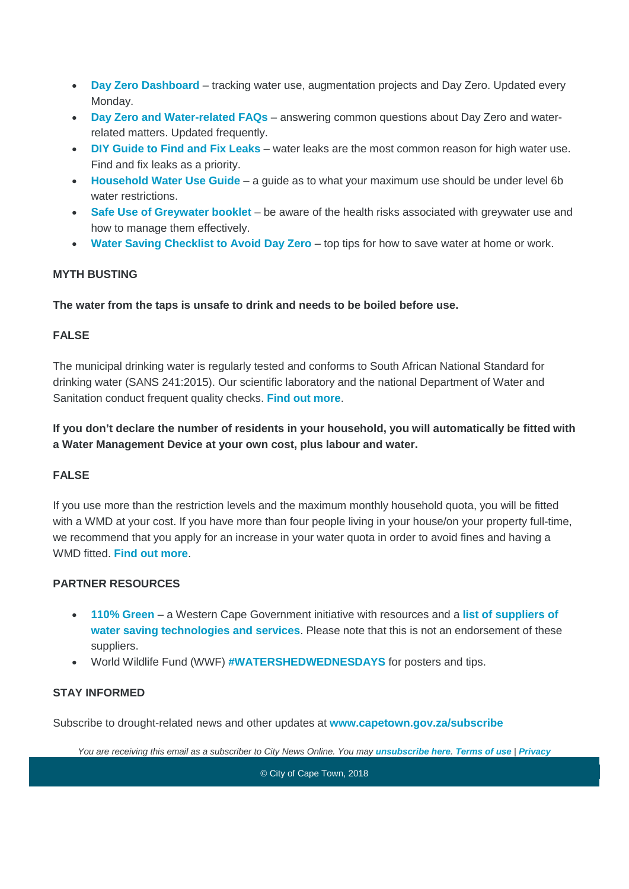- **Day Zero Dashboard** – tracking water use, augmentation projects and Day Zero. Updated every Monday.
- **Day Zero and Water-related FAQs** – answering common questions about Day Zero and water-related matters. Updated frequently.
- **DIY Guide to Find and Fix Leaks** – water leaks are the most common reason for high water use. Find and fix leaks as a priority.
- **Household Water Use Guide** – a guide as to what your maximum use should be under level 6b water restrictions.
- **Safe Use of Greywater booklet** – be aware of the health risks associated with greywater use and how to manage them effectively.
- **Water Saving Checklist to Avoid Day Zero** – top tips for how to save water at home or work.

**MYTH BUSTING**

**The water from the taps is unsafe to drink and needs to be boiled before use.**

**FALSE**

The municipal drinking water is regularly tested and conforms to South African National Standard for drinking water (SANS 241:2015). Our scientific laboratory and the national Department of Water and Sanitation conduct frequent quality checks. **Find out more**.

**If you don't declare the number of residents in your household, you will automatically be fitted with a Water Management Device at your own cost, plus labour and water.**

**FALSE**

If you use more than the restriction levels and the maximum monthly household quota, you will be fitted with a WMD at your cost. If you have more than four people living in your house/on your property full-time, we recommend that you apply for an increase in your water quota in order to avoid fines and having a WMD fitted. **Find out more**.

**PARTNER RESOURCES**

- **110% Green** – a Western Cape Government initiative with resources and a **list of suppliers of water saving technologies and services**. Please note that this is not an endorsement of these suppliers.
- World Wildlife Fund (WWF) **#WATERSHEDWEDNESDAYS** for posters and tips.

**STAY INFORMED**

Subscribe to drought-related news and other updates at **www.capetown.gov.za/subscribe**

*You are receiving this email as a subscriber to City News Online. You may* ***unsubscribe here. Terms of use*** *|* ***Privacy***

© City of Cape Town, 2018